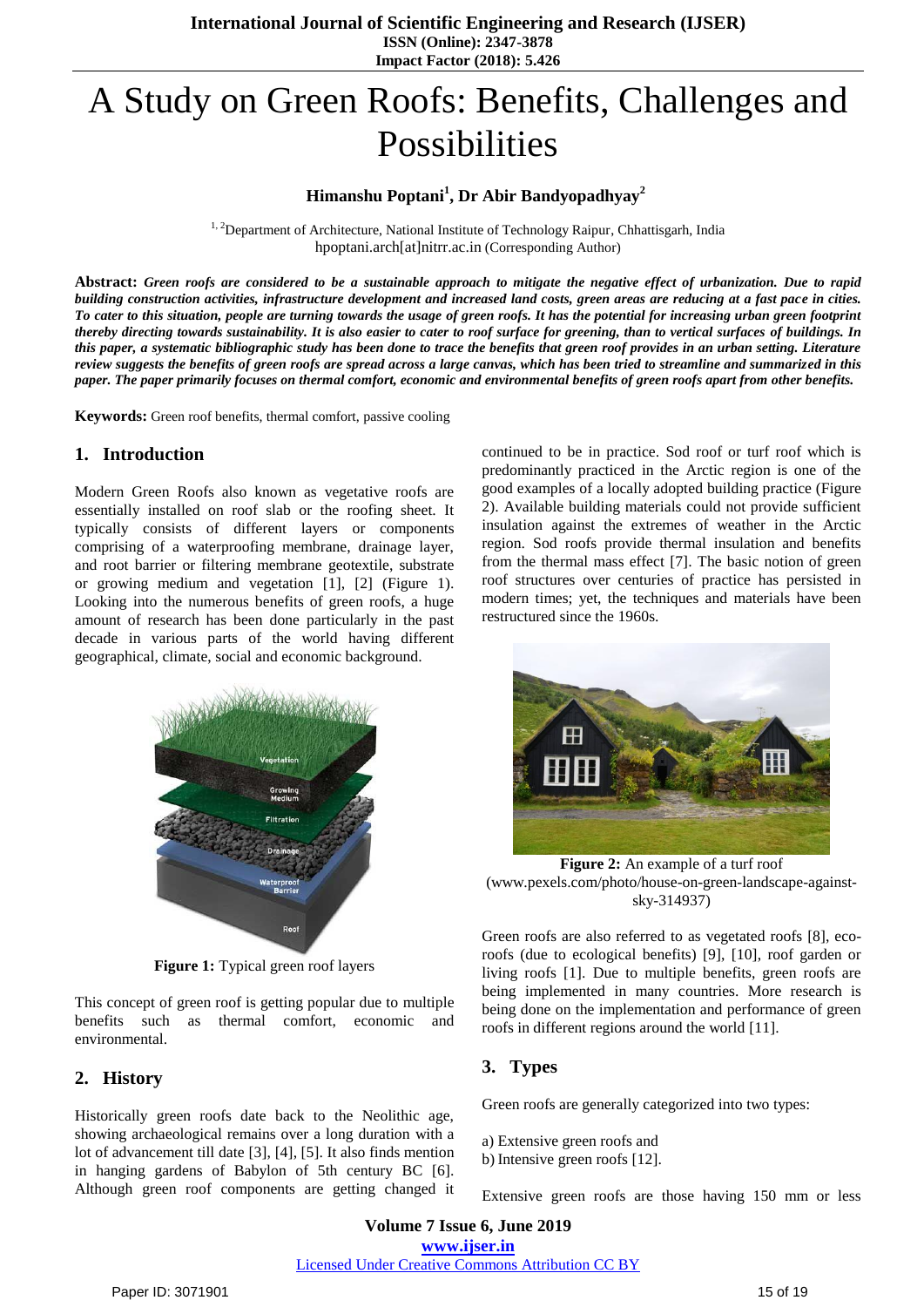# A Study on Green Roofs: Benefits, Challenges and Possibilities

**Himanshu Poptani[1], Dr Abir Bandyopadhyay[2]**

[1, 2]Department of Architecture, National Institute of Technology Raipur, Chhattisgarh, India
hpoptani.arch[at]nitrr.ac.in (Corresponding Author)

**Abstract:** ***Green roofs are considered to be a sustainable approach to mitigate the negative effect of urbanization. Due to rapid building construction activities, infrastructure development and increased land costs, green areas are reducing at a fast pace in cities. To cater to this situation, people are turning towards the usage of green roofs. It has the potential for increasing urban green footprint thereby directing towards sustainability. It is also easier to cater to roof surface for greening, than to vertical surfaces of buildings. In this paper, a systematic bibliographic study has been done to trace the benefits that green roof provides in an urban setting. Literature review suggests the benefits of green roofs are spread across a large canvas, which has been tried to streamline and summarized in this paper. The paper primarily focuses on thermal comfort, economic and environmental benefits of green roofs apart from other benefits.***

**Keywords:** Green roof benefits, thermal comfort, passive cooling

## 1. Introduction

Modern Green Roofs also known as vegetative roofs are essentially installed on roof slab or the roofing sheet. It typically consists of different layers or components comprising of a waterproofing membrane, drainage layer, and root barrier or filtering membrane geotextile, substrate or growing medium and vegetation [1], [2] (Figure 1). Looking into the numerous benefits of green roofs, a huge amount of research has been done particularly in the past decade in various parts of the world having different geographical, climate, social and economic background.

**Figure 1:** Typical green roof layers

This concept of green roof is getting popular due to multiple benefits such as thermal comfort, economic and environmental.

## 2. History

Historically green roofs date back to the Neolithic age, showing archaeological remains over a long duration with a lot of advancement till date [3], [4], [5]. It also finds mention in hanging gardens of Babylon of 5th century BC [6]. Although green roof components are getting changed it continued to be in practice. Sod roof or turf roof which is predominantly practiced in the Arctic region is one of the good examples of a locally adopted building practice (Figure 2). Available building materials could not provide sufficient insulation against the extremes of weather in the Arctic region. Sod roofs provide thermal insulation and benefits from the thermal mass effect [7]. The basic notion of green roof structures over centuries of practice has persisted in modern times; yet, the techniques and materials have been restructured since the 1960s.

**Figure 2:** An example of a turf roof (www.pexels.com/photo/house-on-green-landscape-against-sky-314937)

Green roofs are also referred to as vegetated roofs [8], eco-roofs (due to ecological benefits) [9], [10], roof garden or living roofs [1]. Due to multiple benefits, green roofs are being implemented in many countries. More research is being done on the implementation and performance of green roofs in different regions around the world [11].

## 3. Types

Green roofs are generally categorized into two types:

a) Extensive green roofs and
b) Intensive green roofs [12].

Extensive green roofs are those having 150 mm or less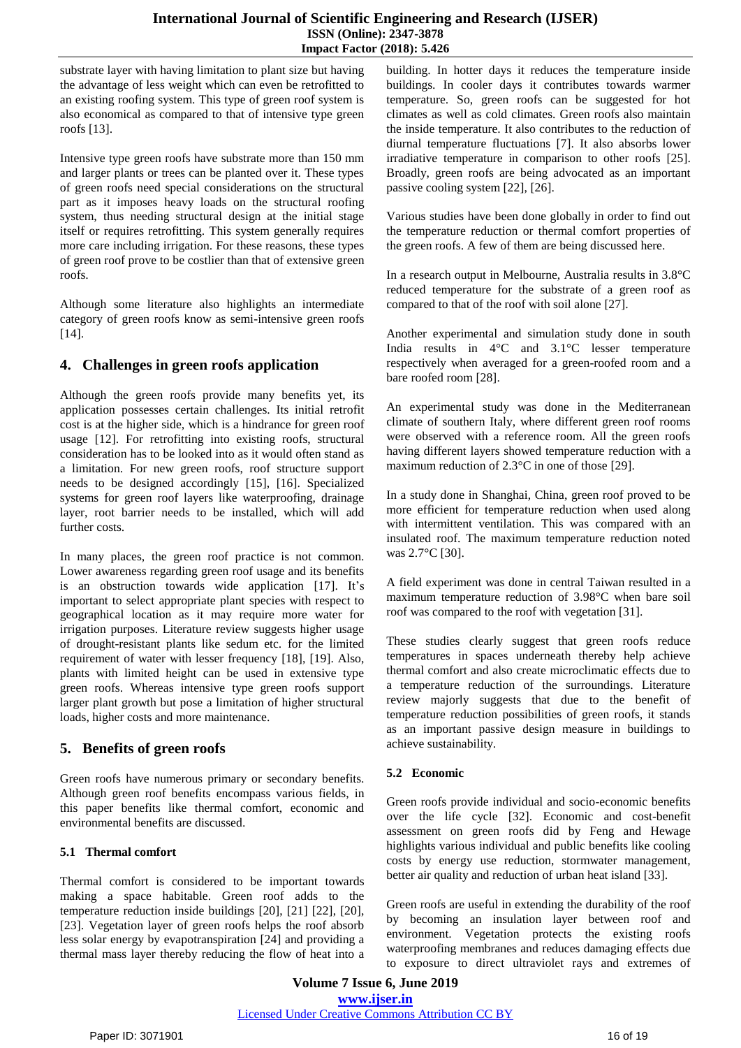substrate layer with having limitation to plant size but having the advantage of less weight which can even be retrofitted to an existing roofing system. This type of green roof system is also economical as compared to that of intensive type green roofs [13].

Intensive type green roofs have substrate more than 150 mm and larger plants or trees can be planted over it. These types of green roofs need special considerations on the structural part as it imposes heavy loads on the structural roofing system, thus needing structural design at the initial stage itself or requires retrofitting. This system generally requires more care including irrigation. For these reasons, these types of green roof prove to be costlier than that of extensive green roofs.

Although some literature also highlights an intermediate category of green roofs know as semi-intensive green roofs [14].

## 4. Challenges in green roofs application

Although the green roofs provide many benefits yet, its application possesses certain challenges. Its initial retrofit cost is at the higher side, which is a hindrance for green roof usage [12]. For retrofitting into existing roofs, structural consideration has to be looked into as it would often stand as a limitation. For new green roofs, roof structure support needs to be designed accordingly [15], [16]. Specialized systems for green roof layers like waterproofing, drainage layer, root barrier needs to be installed, which will add further costs.

In many places, the green roof practice is not common. Lower awareness regarding green roof usage and its benefits is an obstruction towards wide application [17]. It's important to select appropriate plant species with respect to geographical location as it may require more water for irrigation purposes. Literature review suggests higher usage of drought-resistant plants like sedum etc. for the limited requirement of water with lesser frequency [18], [19]. Also, plants with limited height can be used in extensive type green roofs. Whereas intensive type green roofs support larger plant growth but pose a limitation of higher structural loads, higher costs and more maintenance.

## 5. Benefits of green roofs

Green roofs have numerous primary or secondary benefits. Although green roof benefits encompass various fields, in this paper benefits like thermal comfort, economic and environmental benefits are discussed.

### 5.1 Thermal comfort

Thermal comfort is considered to be important towards making a space habitable. Green roof adds to the temperature reduction inside buildings [20], [21] [22], [20], [23]. Vegetation layer of green roofs helps the roof absorb less solar energy by evapotranspiration [24] and providing a thermal mass layer thereby reducing the flow of heat into a building. In hotter days it reduces the temperature inside buildings. In cooler days it contributes towards warmer temperature. So, green roofs can be suggested for hot climates as well as cold climates. Green roofs also maintain the inside temperature. It also contributes to the reduction of diurnal temperature fluctuations [7]. It also absorbs lower irradiative temperature in comparison to other roofs [25]. Broadly, green roofs are being advocated as an important passive cooling system [22], [26].

Various studies have been done globally in order to find out the temperature reduction or thermal comfort properties of the green roofs. A few of them are being discussed here.

In a research output in Melbourne, Australia results in 3.8°C reduced temperature for the substrate of a green roof as compared to that of the roof with soil alone [27].

Another experimental and simulation study done in south India results in 4°C and 3.1°C lesser temperature respectively when averaged for a green-roofed room and a bare roofed room [28].

An experimental study was done in the Mediterranean climate of southern Italy, where different green roof rooms were observed with a reference room. All the green roofs having different layers showed temperature reduction with a maximum reduction of 2.3°C in one of those [29].

In a study done in Shanghai, China, green roof proved to be more efficient for temperature reduction when used along with intermittent ventilation. This was compared with an insulated roof. The maximum temperature reduction noted was 2.7°C [30].

A field experiment was done in central Taiwan resulted in a maximum temperature reduction of 3.98°C when bare soil roof was compared to the roof with vegetation [31].

These studies clearly suggest that green roofs reduce temperatures in spaces underneath thereby help achieve thermal comfort and also create microclimatic effects due to a temperature reduction of the surroundings. Literature review majorly suggests that due to the benefit of temperature reduction possibilities of green roofs, it stands as an important passive design measure in buildings to achieve sustainability.

### 5.2 Economic

Green roofs provide individual and socio-economic benefits over the life cycle [32]. Economic and cost-benefit assessment on green roofs did by Feng and Hewage highlights various individual and public benefits like cooling costs by energy use reduction, stormwater management, better air quality and reduction of urban heat island [33].

Green roofs are useful in extending the durability of the roof by becoming an insulation layer between roof and environment. Vegetation protects the existing roofs waterproofing membranes and reduces damaging effects due to exposure to direct ultraviolet rays and extremes of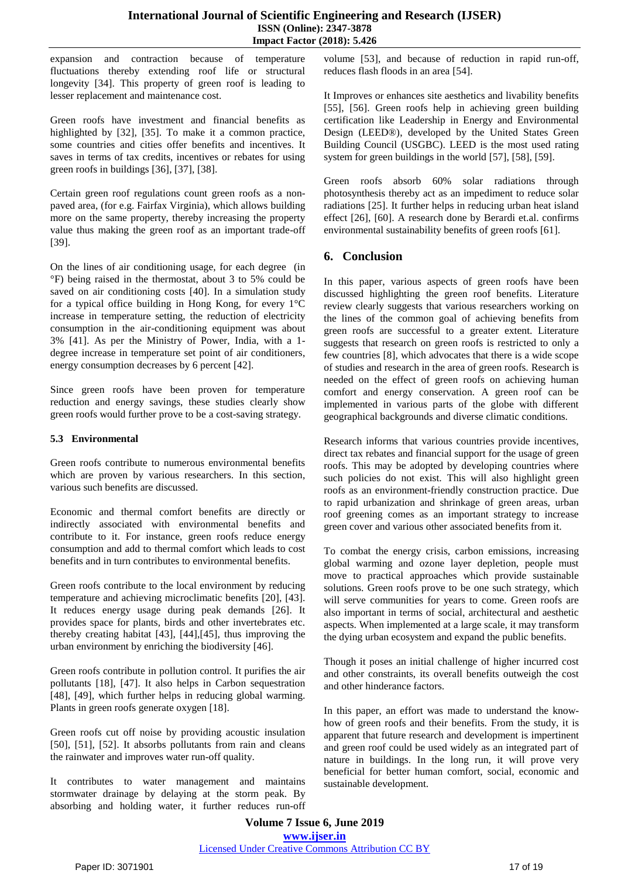expansion and contraction because of temperature fluctuations thereby extending roof life or structural longevity [34]. This property of green roof is leading to lesser replacement and maintenance cost.

Green roofs have investment and financial benefits as highlighted by [32], [35]. To make it a common practice, some countries and cities offer benefits and incentives. It saves in terms of tax credits, incentives or rebates for using green roofs in buildings [36], [37], [38].

Certain green roof regulations count green roofs as a non-paved area, (for e.g. Fairfax Virginia), which allows building more on the same property, thereby increasing the property value thus making the green roof as an important trade-off [39].

On the lines of air conditioning usage, for each degree (in °F) being raised in the thermostat, about 3 to 5% could be saved on air conditioning costs [40]. In a simulation study for a typical office building in Hong Kong, for every 1°C increase in temperature setting, the reduction of electricity consumption in the air-conditioning equipment was about 3% [41]. As per the Ministry of Power, India, with a 1-degree increase in temperature set point of air conditioners, energy consumption decreases by 6 percent [42].

Since green roofs have been proven for temperature reduction and energy savings, these studies clearly show green roofs would further prove to be a cost-saving strategy.

### 5.3 Environmental

Green roofs contribute to numerous environmental benefits which are proven by various researchers. In this section, various such benefits are discussed.

Economic and thermal comfort benefits are directly or indirectly associated with environmental benefits and contribute to it. For instance, green roofs reduce energy consumption and add to thermal comfort which leads to cost benefits and in turn contributes to environmental benefits.

Green roofs contribute to the local environment by reducing temperature and achieving microclimatic benefits [20], [43]. It reduces energy usage during peak demands [26]. It provides space for plants, birds and other invertebrates etc. thereby creating habitat [43], [44],[45], thus improving the urban environment by enriching the biodiversity [46].

Green roofs contribute in pollution control. It purifies the air pollutants [18], [47]. It also helps in Carbon sequestration [48], [49], which further helps in reducing global warming. Plants in green roofs generate oxygen [18].

Green roofs cut off noise by providing acoustic insulation [50], [51], [52]. It absorbs pollutants from rain and cleans the rainwater and improves water run-off quality.

It contributes to water management and maintains stormwater drainage by delaying at the storm peak. By absorbing and holding water, it further reduces run-off volume [53], and because of reduction in rapid run-off, reduces flash floods in an area [54].

It Improves or enhances site aesthetics and livability benefits [55], [56]. Green roofs help in achieving green building certification like Leadership in Energy and Environmental Design (LEED®), developed by the United States Green Building Council (USGBC). LEED is the most used rating system for green buildings in the world [57], [58], [59].

Green roofs absorb 60% solar radiations through photosynthesis thereby act as an impediment to reduce solar radiations [25]. It further helps in reducing urban heat island effect [26], [60]. A research done by Berardi et.al. confirms environmental sustainability benefits of green roofs [61].

## 6. Conclusion

In this paper, various aspects of green roofs have been discussed highlighting the green roof benefits. Literature review clearly suggests that various researchers working on the lines of the common goal of achieving benefits from green roofs are successful to a greater extent. Literature suggests that research on green roofs is restricted to only a few countries [8], which advocates that there is a wide scope of studies and research in the area of green roofs. Research is needed on the effect of green roofs on achieving human comfort and energy conservation. A green roof can be implemented in various parts of the globe with different geographical backgrounds and diverse climatic conditions.

Research informs that various countries provide incentives, direct tax rebates and financial support for the usage of green roofs. This may be adopted by developing countries where such policies do not exist. This will also highlight green roofs as an environment-friendly construction practice. Due to rapid urbanization and shrinkage of green areas, urban roof greening comes as an important strategy to increase green cover and various other associated benefits from it.

To combat the energy crisis, carbon emissions, increasing global warming and ozone layer depletion, people must move to practical approaches which provide sustainable solutions. Green roofs prove to be one such strategy, which will serve communities for years to come. Green roofs are also important in terms of social, architectural and aesthetic aspects. When implemented at a large scale, it may transform the dying urban ecosystem and expand the public benefits.

Though it poses an initial challenge of higher incurred cost and other constraints, its overall benefits outweigh the cost and other hinderance factors.

In this paper, an effort was made to understand the know-how of green roofs and their benefits. From the study, it is apparent that future research and development is impertinent and green roof could be used widely as an integrated part of nature in buildings. In the long run, it will prove very beneficial for better human comfort, social, economic and sustainable development.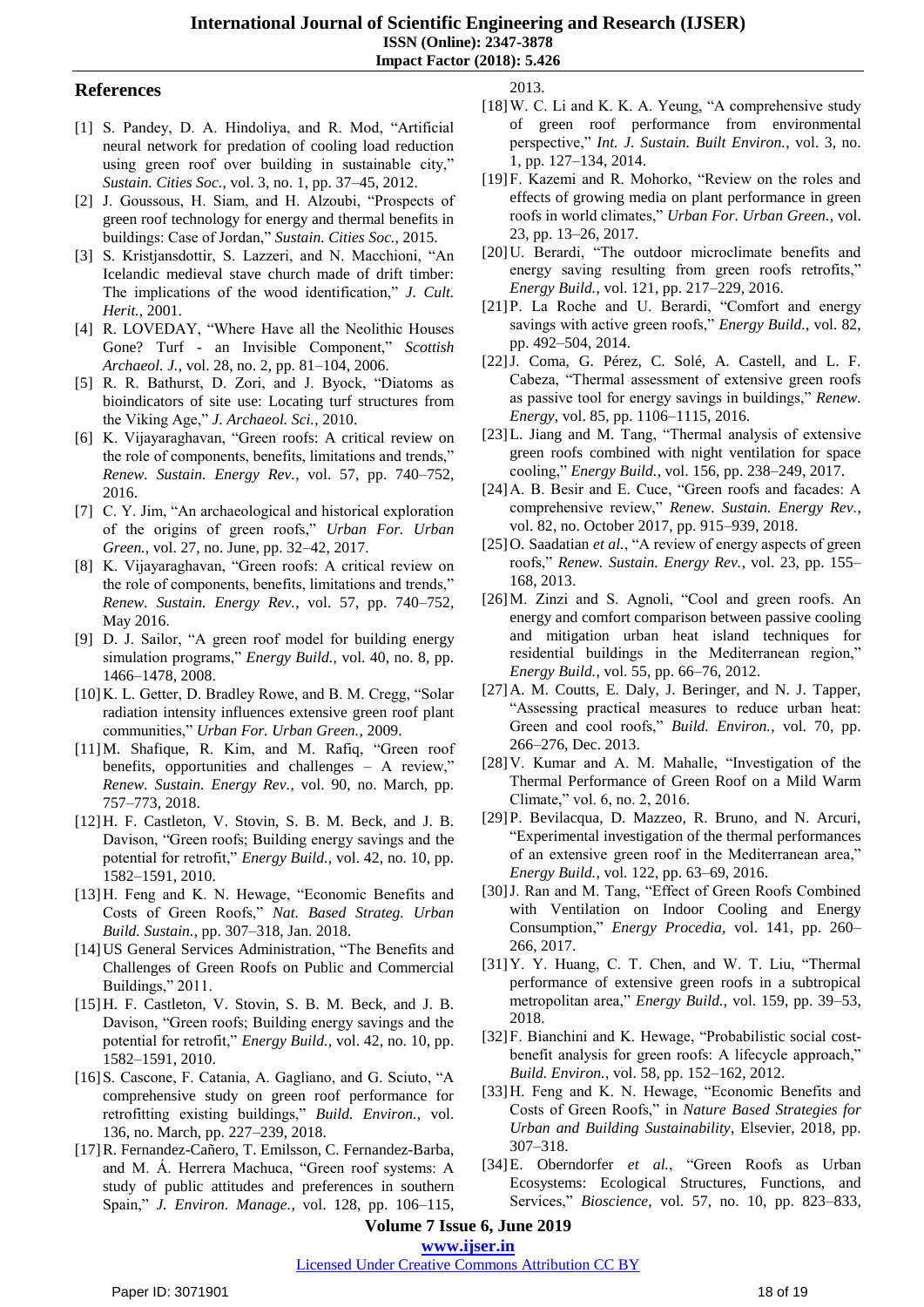## References

[1] S. Pandey, D. A. Hindoliya, and R. Mod, "Artificial neural network for predation of cooling load reduction using green roof over building in sustainable city," *Sustain. Cities Soc.*, vol. 3, no. 1, pp. 37–45, 2012.

[2] J. Goussous, H. Siam, and H. Alzoubi, "Prospects of green roof technology for energy and thermal benefits in buildings: Case of Jordan," *Sustain. Cities Soc.*, 2015.

[3] S. Kristjansdottir, S. Lazzeri, and N. Macchioni, "An Icelandic medieval stave church made of drift timber: The implications of the wood identification," *J. Cult. Herit.*, 2001.

[4] R. LOVEDAY, "Where Have all the Neolithic Houses Gone? Turf - an Invisible Component," *Scottish Archaeol. J.*, vol. 28, no. 2, pp. 81–104, 2006.

[5] R. R. Bathurst, D. Zori, and J. Byock, "Diatoms as bioindicators of site use: Locating turf structures from the Viking Age," *J. Archaeol. Sci.*, 2010.

[6] K. Vijayaraghavan, "Green roofs: A critical review on the role of components, benefits, limitations and trends," *Renew. Sustain. Energy Rev.*, vol. 57, pp. 740–752, 2016.

[7] C. Y. Jim, "An archaeological and historical exploration of the origins of green roofs," *Urban For. Urban Green.*, vol. 27, no. June, pp. 32–42, 2017.

[8] K. Vijayaraghavan, "Green roofs: A critical review on the role of components, benefits, limitations and trends," *Renew. Sustain. Energy Rev.*, vol. 57, pp. 740–752, May 2016.

[9] D. J. Sailor, "A green roof model for building energy simulation programs," *Energy Build.*, vol. 40, no. 8, pp. 1466–1478, 2008.

[10] K. L. Getter, D. Bradley Rowe, and B. M. Cregg, "Solar radiation intensity influences extensive green roof plant communities," *Urban For. Urban Green.*, 2009.

[11] M. Shafique, R. Kim, and M. Rafiq, "Green roof benefits, opportunities and challenges – A review," *Renew. Sustain. Energy Rev.*, vol. 90, no. March, pp. 757–773, 2018.

[12] H. F. Castleton, V. Stovin, S. B. M. Beck, and J. B. Davison, "Green roofs; Building energy savings and the potential for retrofit," *Energy Build.*, vol. 42, no. 10, pp. 1582–1591, 2010.

[13] H. Feng and K. N. Hewage, "Economic Benefits and Costs of Green Roofs," *Nat. Based Strateg. Urban Build. Sustain.*, pp. 307–318, Jan. 2018.

[14] US General Services Administration, "The Benefits and Challenges of Green Roofs on Public and Commercial Buildings," 2011.

[15] H. F. Castleton, V. Stovin, S. B. M. Beck, and J. B. Davison, "Green roofs; Building energy savings and the potential for retrofit," *Energy Build.*, vol. 42, no. 10, pp. 1582–1591, 2010.

[16] S. Cascone, F. Catania, A. Gagliano, and G. Sciuto, "A comprehensive study on green roof performance for retrofitting existing buildings," *Build. Environ.*, vol. 136, no. March, pp. 227–239, 2018.

[17] R. Fernandez-Cañero, T. Emilsson, C. Fernandez-Barba, and M. Á. Herrera Machuca, "Green roof systems: A study of public attitudes and preferences in southern Spain," *J. Environ. Manage.*, vol. 128, pp. 106–115, 2013.

[18] W. C. Li and K. K. A. Yeung, "A comprehensive study of green roof performance from environmental perspective," *Int. J. Sustain. Built Environ.*, vol. 3, no. 1, pp. 127–134, 2014.

[19] F. Kazemi and R. Mohorko, "Review on the roles and effects of growing media on plant performance in green roofs in world climates," *Urban For. Urban Green.*, vol. 23, pp. 13–26, 2017.

[20] U. Berardi, "The outdoor microclimate benefits and energy saving resulting from green roofs retrofits," *Energy Build.*, vol. 121, pp. 217–229, 2016.

[21] P. La Roche and U. Berardi, "Comfort and energy savings with active green roofs," *Energy Build.*, vol. 82, pp. 492–504, 2014.

[22] J. Coma, G. Pérez, C. Solé, A. Castell, and L. F. Cabeza, "Thermal assessment of extensive green roofs as passive tool for energy savings in buildings," *Renew. Energy*, vol. 85, pp. 1106–1115, 2016.

[23] L. Jiang and M. Tang, "Thermal analysis of extensive green roofs combined with night ventilation for space cooling," *Energy Build.*, vol. 156, pp. 238–249, 2017.

[24] A. B. Besir and E. Cuce, "Green roofs and facades: A comprehensive review," *Renew. Sustain. Energy Rev.*, vol. 82, no. October 2017, pp. 915–939, 2018.

[25] O. Saadatian *et al.*, "A review of energy aspects of green roofs," *Renew. Sustain. Energy Rev.*, vol. 23, pp. 155–168, 2013.

[26] M. Zinzi and S. Agnoli, "Cool and green roofs. An energy and comfort comparison between passive cooling and mitigation urban heat island techniques for residential buildings in the Mediterranean region," *Energy Build.*, vol. 55, pp. 66–76, 2012.

[27] A. M. Coutts, E. Daly, J. Beringer, and N. J. Tapper, "Assessing practical measures to reduce urban heat: Green and cool roofs," *Build. Environ.*, vol. 70, pp. 266–276, Dec. 2013.

[28] V. Kumar and A. M. Mahalle, "Investigation of the Thermal Performance of Green Roof on a Mild Warm Climate," vol. 6, no. 2, 2016.

[29] P. Bevilacqua, D. Mazzeo, R. Bruno, and N. Arcuri, "Experimental investigation of the thermal performances of an extensive green roof in the Mediterranean area," *Energy Build.*, vol. 122, pp. 63–69, 2016.

[30] J. Ran and M. Tang, "Effect of Green Roofs Combined with Ventilation on Indoor Cooling and Energy Consumption," *Energy Procedia*, vol. 141, pp. 260–266, 2017.

[31] Y. Y. Huang, C. T. Chen, and W. T. Liu, "Thermal performance of extensive green roofs in a subtropical metropolitan area," *Energy Build.*, vol. 159, pp. 39–53, 2018.

[32] F. Bianchini and K. Hewage, "Probabilistic social cost-benefit analysis for green roofs: A lifecycle approach," *Build. Environ.*, vol. 58, pp. 152–162, 2012.

[33] H. Feng and K. N. Hewage, "Economic Benefits and Costs of Green Roofs," in *Nature Based Strategies for Urban and Building Sustainability*, Elsevier, 2018, pp. 307–318.

[34] E. Oberndorfer *et al.*, "Green Roofs as Urban Ecosystems: Ecological Structures, Functions, and Services," *Bioscience*, vol. 57, no. 10, pp. 823–833,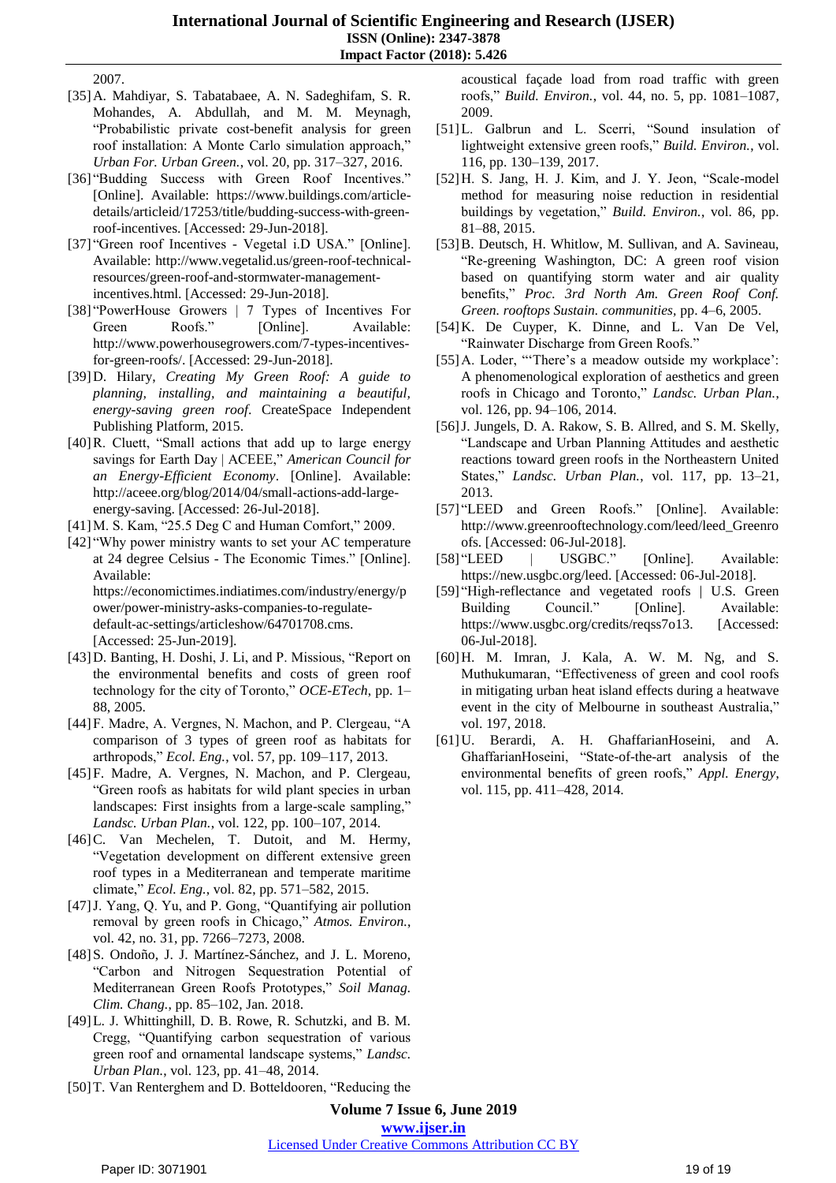2007.

[35] A. Mahdiyar, S. Tabatabaee, A. N. Sadeghifam, S. R. Mohandes, A. Abdullah, and M. M. Meynagh, "Probabilistic private cost-benefit analysis for green roof installation: A Monte Carlo simulation approach," *Urban For. Urban Green.*, vol. 20, pp. 317–327, 2016.

[36] "Budding Success with Green Roof Incentives." [Online]. Available: https://www.buildings.com/article-details/articleid/17253/title/budding-success-with-green-roof-incentives. [Accessed: 29-Jun-2018].

[37] "Green roof Incentives - Vegetal i.D USA." [Online]. Available: http://www.vegetalid.us/green-roof-technical-resources/green-roof-and-stormwater-management-incentives.html. [Accessed: 29-Jun-2018].

[38] "PowerHouse Growers | 7 Types of Incentives For Green Roofs." [Online]. Available: http://www.powerhousegrowers.com/7-types-incentives-for-green-roofs/. [Accessed: 29-Jun-2018].

[39] D. Hilary, *Creating My Green Roof: A guide to planning, installing, and maintaining a beautiful, energy-saving green roof*. CreateSpace Independent Publishing Platform, 2015.

[40] R. Cluett, "Small actions that add up to large energy savings for Earth Day | ACEEE," *American Council for an Energy-Efficient Economy*. [Online]. Available: http://aceee.org/blog/2014/04/small-actions-add-large-energy-saving. [Accessed: 26-Jul-2018].

[41] M. S. Kam, "25.5 Deg C and Human Comfort," 2009.

[42] "Why power ministry wants to set your AC temperature at 24 degree Celsius - The Economic Times." [Online]. Available: https://economictimes.indiatimes.com/industry/energy/power/power-ministry-asks-companies-to-regulate-default-ac-settings/articleshow/64701708.cms. [Accessed: 25-Jun-2019].

[43] D. Banting, H. Doshi, J. Li, and P. Missious, "Report on the environmental benefits and costs of green roof technology for the city of Toronto," *OCE-ETech*, pp. 1–88, 2005.

[44] F. Madre, A. Vergnes, N. Machon, and P. Clergeau, "A comparison of 3 types of green roof as habitats for arthropods," *Ecol. Eng.*, vol. 57, pp. 109–117, 2013.

[45] F. Madre, A. Vergnes, N. Machon, and P. Clergeau, "Green roofs as habitats for wild plant species in urban landscapes: First insights from a large-scale sampling," *Landsc. Urban Plan.*, vol. 122, pp. 100–107, 2014.

[46] C. Van Mechelen, T. Dutoit, and M. Hermy, "Vegetation development on different extensive green roof types in a Mediterranean and temperate maritime climate," *Ecol. Eng.*, vol. 82, pp. 571–582, 2015.

[47] J. Yang, Q. Yu, and P. Gong, "Quantifying air pollution removal by green roofs in Chicago," *Atmos. Environ.*, vol. 42, no. 31, pp. 7266–7273, 2008.

[48] S. Ondoño, J. J. Martínez-Sánchez, and J. L. Moreno, "Carbon and Nitrogen Sequestration Potential of Mediterranean Green Roofs Prototypes," *Soil Manag. Clim. Chang.*, pp. 85–102, Jan. 2018.

[49] L. J. Whittinghill, D. B. Rowe, R. Schutzki, and B. M. Cregg, "Quantifying carbon sequestration of various green roof and ornamental landscape systems," *Landsc. Urban Plan.*, vol. 123, pp. 41–48, 2014.

[50] T. Van Renterghem and D. Botteldooren, "Reducing the acoustical façade load from road traffic with green roofs," *Build. Environ.*, vol. 44, no. 5, pp. 1081–1087, 2009.

[51] L. Galbrun and L. Scerri, "Sound insulation of lightweight extensive green roofs," *Build. Environ.*, vol. 116, pp. 130–139, 2017.

[52] H. S. Jang, H. J. Kim, and J. Y. Jeon, "Scale-model method for measuring noise reduction in residential buildings by vegetation," *Build. Environ.*, vol. 86, pp. 81–88, 2015.

[53] B. Deutsch, H. Whitlow, M. Sullivan, and A. Savineau, "Re-greening Washington, DC: A green roof vision based on quantifying storm water and air quality benefits," *Proc. 3rd North Am. Green Roof Conf. Green. rooftops Sustain. communities*, pp. 4–6, 2005.

[54] K. De Cuyper, K. Dinne, and L. Van De Vel, "Rainwater Discharge from Green Roofs."

[55] A. Loder, "'There's a meadow outside my workplace': A phenomenological exploration of aesthetics and green roofs in Chicago and Toronto," *Landsc. Urban Plan.*, vol. 126, pp. 94–106, 2014.

[56] J. Jungels, D. A. Rakow, S. B. Allred, and S. M. Skelly, "Landscape and Urban Planning Attitudes and aesthetic reactions toward green roofs in the Northeastern United States," *Landsc. Urban Plan.*, vol. 117, pp. 13–21, 2013.

[57] "LEED and Green Roofs." [Online]. Available: http://www.greenrooftechnology.com/leed/leed_Greenroofs. [Accessed: 06-Jul-2018].

[58] "LEED | USGBC." [Online]. Available: https://new.usgbc.org/leed. [Accessed: 06-Jul-2018].

[59] "High-reflectance and vegetated roofs | U.S. Green Building Council." [Online]. Available: https://www.usgbc.org/credits/reqss7o13. [Accessed: 06-Jul-2018].

[60] H. M. Imran, J. Kala, A. W. M. Ng, and S. Muthukumaran, "Effectiveness of green and cool roofs in mitigating urban heat island effects during a heatwave event in the city of Melbourne in southeast Australia," vol. 197, 2018.

[61] U. Berardi, A. H. GhaffarianHoseini, and A. GhaffarianHoseini, "State-of-the-art analysis of the environmental benefits of green roofs," *Appl. Energy*, vol. 115, pp. 411–428, 2014.